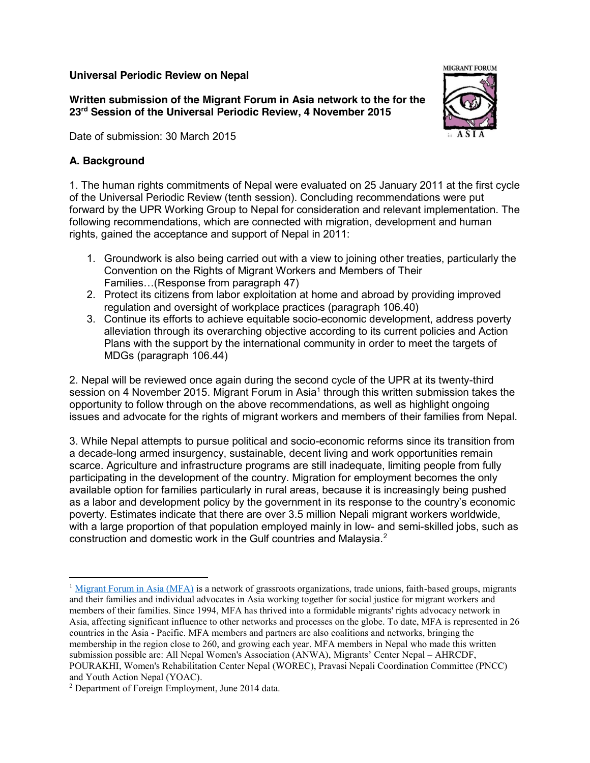**Universal Periodic Review on Nepal**

**Written submission of the Migrant Forum in Asia network to the for the 23rd Session of the Universal Periodic Review, 4 November 2015**

Date of submission: 30 March 2015

## A. Background

1. The human rights commitments of Nepal were evaluated on 25 January 2011 at the first cycle of the Universal Periodic Review (tenth session). Concluding recommendations were put forward by the UPR Working Group to Nepal for consideration and relevant implementation. The following recommendations, which are connected with migration, development and human rights, gained the acceptance and support of Nepal in 2011:

   1. Groundwork is also being carried out with a view to joining other treaties, particularly the Convention on the Rights of Migrant Workers and Members of Their Families…(Response from paragraph 47)
   2. Protect its citizens from labor exploitation at home and abroad by providing improved regulation and oversight of workplace practices (paragraph 106.40)
   3. Continue its efforts to achieve equitable socio-economic development, address poverty alleviation through its overarching objective according to its current policies and Action Plans with the support by the international community in order to meet the targets of MDGs (paragraph 106.44)

2. Nepal will be reviewed once again during the second cycle of the UPR at its twenty-third session on 4 November 2015. Migrant Forum in Asia[1] through this written submission takes the opportunity to follow through on the above recommendations, as well as highlight ongoing issues and advocate for the rights of migrant workers and members of their families from Nepal.

3. While Nepal attempts to pursue political and socio-economic reforms since its transition from a decade-long armed insurgency, sustainable, decent living and work opportunities remain scarce. Agriculture and infrastructure programs are still inadequate, limiting people from fully participating in the development of the country. Migration for employment becomes the only available option for families particularly in rural areas, because it is increasingly being pushed as a labor and development policy by the government in its response to the country's economic poverty. Estimates indicate that there are over 3.5 million Nepali migrant workers worldwide, with a large proportion of that population employed mainly in low- and semi-skilled jobs, such as construction and domestic work in the Gulf countries and Malaysia.[2]

---

[1] Migrant Forum in Asia (MFA) is a network of grassroots organizations, trade unions, faith-based groups, migrants and their families and individual advocates in Asia working together for social justice for migrant workers and members of their families. Since 1994, MFA has thrived into a formidable migrants' rights advocacy network in Asia, affecting significant influence to other networks and processes on the globe. To date, MFA is represented in 26 countries in the Asia - Pacific. MFA members and partners are also coalitions and networks, bringing the membership in the region close to 260, and growing each year. MFA members in Nepal who made this written submission possible are: All Nepal Women's Association (ANWA), Migrants' Center Nepal – AHRCDF, POURAKHI, Women's Rehabilitation Center Nepal (WOREC), Pravasi Nepali Coordination Committee (PNCC) and Youth Action Nepal (YOAC).

[2] Department of Foreign Employment, June 2014 data.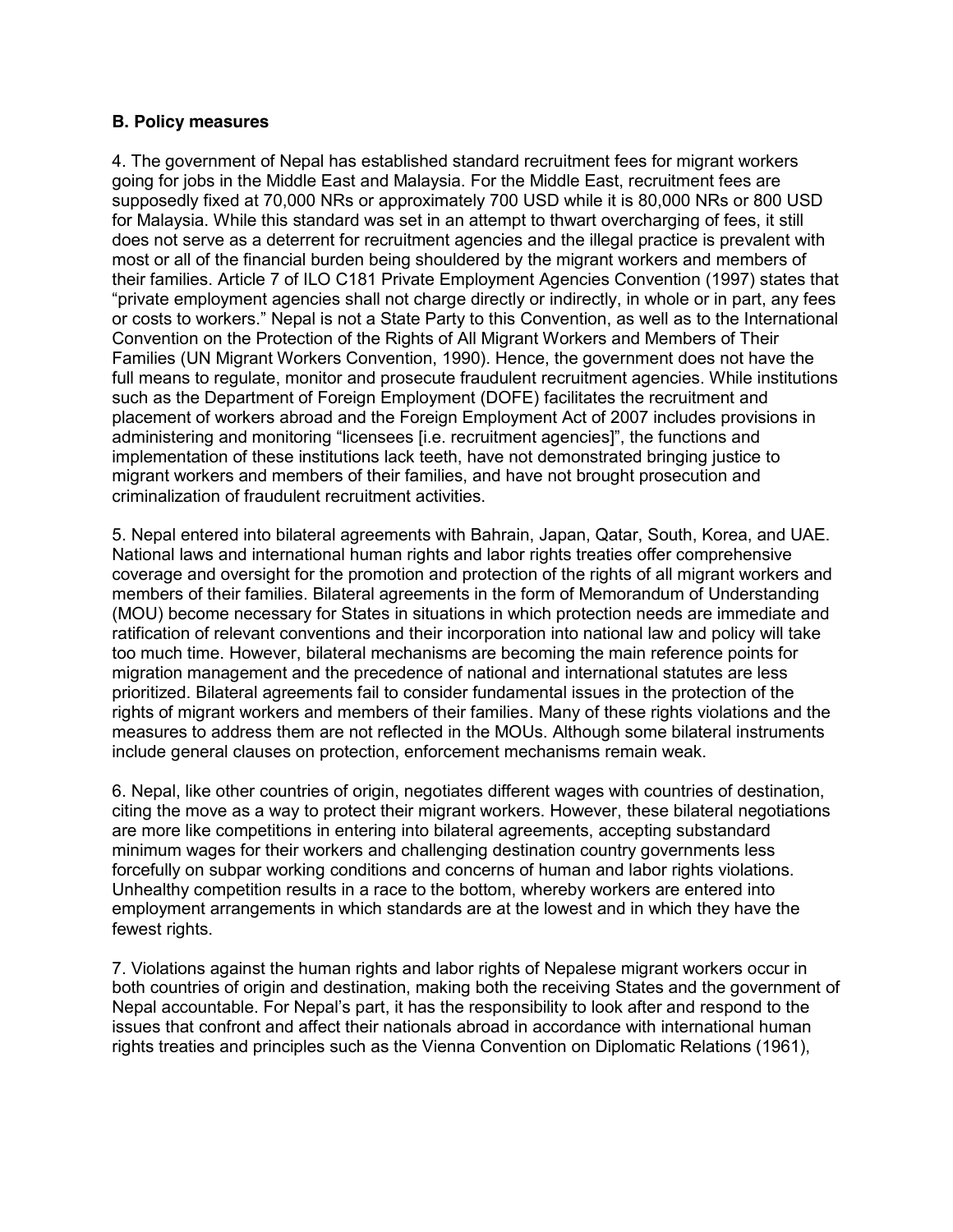**B. Policy measures**

4. The government of Nepal has established standard recruitment fees for migrant workers going for jobs in the Middle East and Malaysia. For the Middle East, recruitment fees are supposedly fixed at 70,000 NRs or approximately 700 USD while it is 80,000 NRs or 800 USD for Malaysia. While this standard was set in an attempt to thwart overcharging of fees, it still does not serve as a deterrent for recruitment agencies and the illegal practice is prevalent with most or all of the financial burden being shouldered by the migrant workers and members of their families. Article 7 of ILO C181 Private Employment Agencies Convention (1997) states that "private employment agencies shall not charge directly or indirectly, in whole or in part, any fees or costs to workers." Nepal is not a State Party to this Convention, as well as to the International Convention on the Protection of the Rights of All Migrant Workers and Members of Their Families (UN Migrant Workers Convention, 1990). Hence, the government does not have the full means to regulate, monitor and prosecute fraudulent recruitment agencies. While institutions such as the Department of Foreign Employment (DOFE) facilitates the recruitment and placement of workers abroad and the Foreign Employment Act of 2007 includes provisions in administering and monitoring "licensees [i.e. recruitment agencies]", the functions and implementation of these institutions lack teeth, have not demonstrated bringing justice to migrant workers and members of their families, and have not brought prosecution and criminalization of fraudulent recruitment activities.

5. Nepal entered into bilateral agreements with Bahrain, Japan, Qatar, South, Korea, and UAE. National laws and international human rights and labor rights treaties offer comprehensive coverage and oversight for the promotion and protection of the rights of all migrant workers and members of their families. Bilateral agreements in the form of Memorandum of Understanding (MOU) become necessary for States in situations in which protection needs are immediate and ratification of relevant conventions and their incorporation into national law and policy will take too much time. However, bilateral mechanisms are becoming the main reference points for migration management and the precedence of national and international statutes are less prioritized. Bilateral agreements fail to consider fundamental issues in the protection of the rights of migrant workers and members of their families. Many of these rights violations and the measures to address them are not reflected in the MOUs. Although some bilateral instruments include general clauses on protection, enforcement mechanisms remain weak.

6. Nepal, like other countries of origin, negotiates different wages with countries of destination, citing the move as a way to protect their migrant workers. However, these bilateral negotiations are more like competitions in entering into bilateral agreements, accepting substandard minimum wages for their workers and challenging destination country governments less forcefully on subpar working conditions and concerns of human and labor rights violations. Unhealthy competition results in a race to the bottom, whereby workers are entered into employment arrangements in which standards are at the lowest and in which they have the fewest rights.

7. Violations against the human rights and labor rights of Nepalese migrant workers occur in both countries of origin and destination, making both the receiving States and the government of Nepal accountable. For Nepal's part, it has the responsibility to look after and respond to the issues that confront and affect their nationals abroad in accordance with international human rights treaties and principles such as the Vienna Convention on Diplomatic Relations (1961),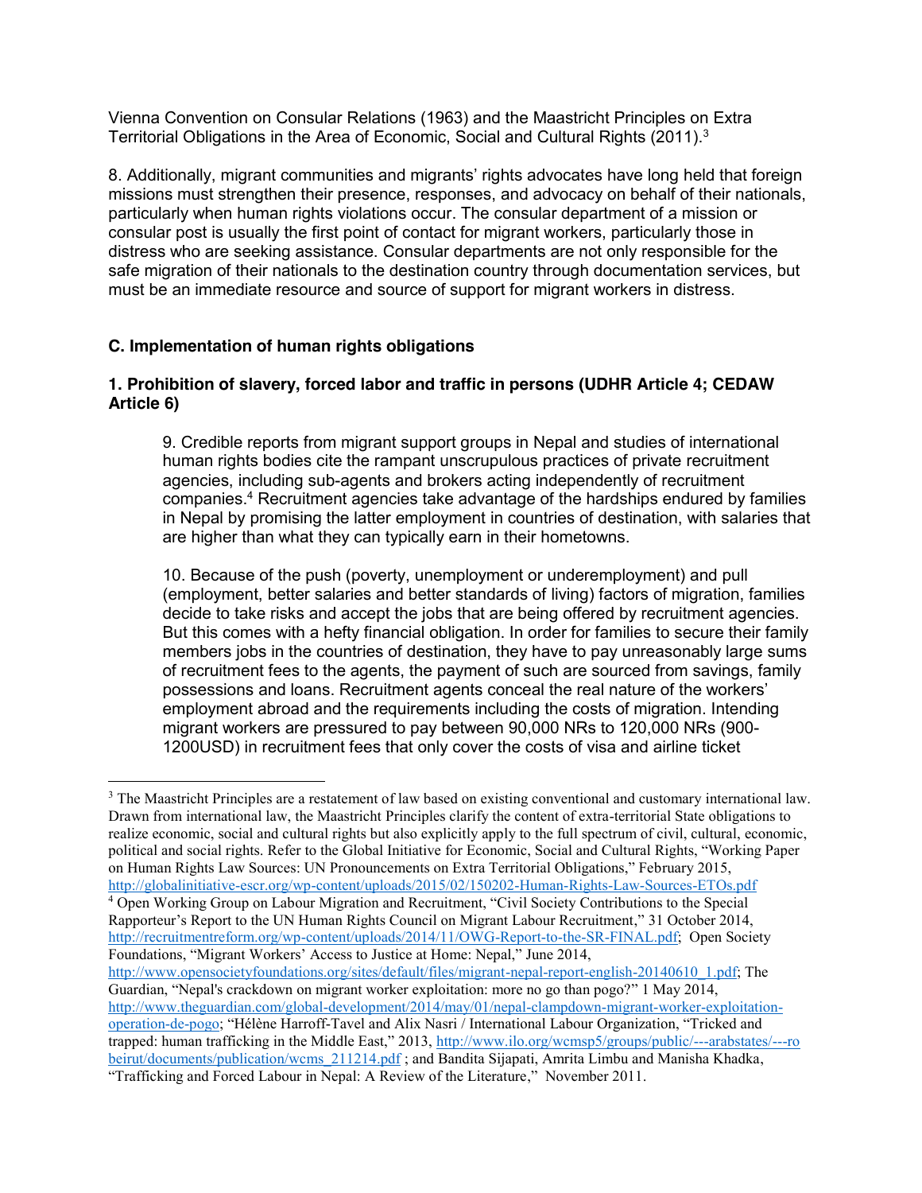Vienna Convention on Consular Relations (1963) and the Maastricht Principles on Extra Territorial Obligations in the Area of Economic, Social and Cultural Rights (2011).[3]

8. Additionally, migrant communities and migrants' rights advocates have long held that foreign missions must strengthen their presence, responses, and advocacy on behalf of their nationals, particularly when human rights violations occur. The consular department of a mission or consular post is usually the first point of contact for migrant workers, particularly those in distress who are seeking assistance. Consular departments are not only responsible for the safe migration of their nationals to the destination country through documentation services, but must be an immediate resource and source of support for migrant workers in distress.

### C. Implementation of human rights obligations

#### 1. Prohibition of slavery, forced labor and traffic in persons (UDHR Article 4; CEDAW Article 6)

9. Credible reports from migrant support groups in Nepal and studies of international human rights bodies cite the rampant unscrupulous practices of private recruitment agencies, including sub-agents and brokers acting independently of recruitment companies.[4] Recruitment agencies take advantage of the hardships endured by families in Nepal by promising the latter employment in countries of destination, with salaries that are higher than what they can typically earn in their hometowns.

10. Because of the push (poverty, unemployment or underemployment) and pull (employment, better salaries and better standards of living) factors of migration, families decide to take risks and accept the jobs that are being offered by recruitment agencies. But this comes with a hefty financial obligation. In order for families to secure their family members jobs in the countries of destination, they have to pay unreasonably large sums of recruitment fees to the agents, the payment of such are sourced from savings, family possessions and loans. Recruitment agents conceal the real nature of the workers' employment abroad and the requirements including the costs of migration. Intending migrant workers are pressured to pay between 90,000 NRs to 120,000 NRs (900-1200USD) in recruitment fees that only cover the costs of visa and airline ticket

---

[3] The Maastricht Principles are a restatement of law based on existing conventional and customary international law. Drawn from international law, the Maastricht Principles clarify the content of extra-territorial State obligations to realize economic, social and cultural rights but also explicitly apply to the full spectrum of civil, cultural, economic, political and social rights. Refer to the Global Initiative for Economic, Social and Cultural Rights, "Working Paper on Human Rights Law Sources: UN Pronouncements on Extra Territorial Obligations," February 2015, http://globalinitiative-escr.org/wp-content/uploads/2015/02/150202-Human-Rights-Law-Sources-ETOs.pdf

[4] Open Working Group on Labour Migration and Recruitment, "Civil Society Contributions to the Special Rapporteur's Report to the UN Human Rights Council on Migrant Labour Recruitment," 31 October 2014, http://recruitmentreform.org/wp-content/uploads/2014/11/OWG-Report-to-the-SR-FINAL.pdf; Open Society Foundations, "Migrant Workers' Access to Justice at Home: Nepal," June 2014, http://www.opensocietyfoundations.org/sites/default/files/migrant-nepal-report-english-20140610_1.pdf; The Guardian, "Nepal's crackdown on migrant worker exploitation: more no go than pogo?" 1 May 2014, http://www.theguardian.com/global-development/2014/may/01/nepal-clampdown-migrant-worker-exploitation-operation-de-pogo; "Hélène Harroff-Tavel and Alix Nasri / International Labour Organization, "Tricked and trapped: human trafficking in the Middle East," 2013, http://www.ilo.org/wcmsp5/groups/public/---arabstates/---ro beirut/documents/publication/wcms_211214.pdf ; and Bandita Sijapati, Amrita Limbu and Manisha Khadka, "Trafficking and Forced Labour in Nepal: A Review of the Literature," November 2011.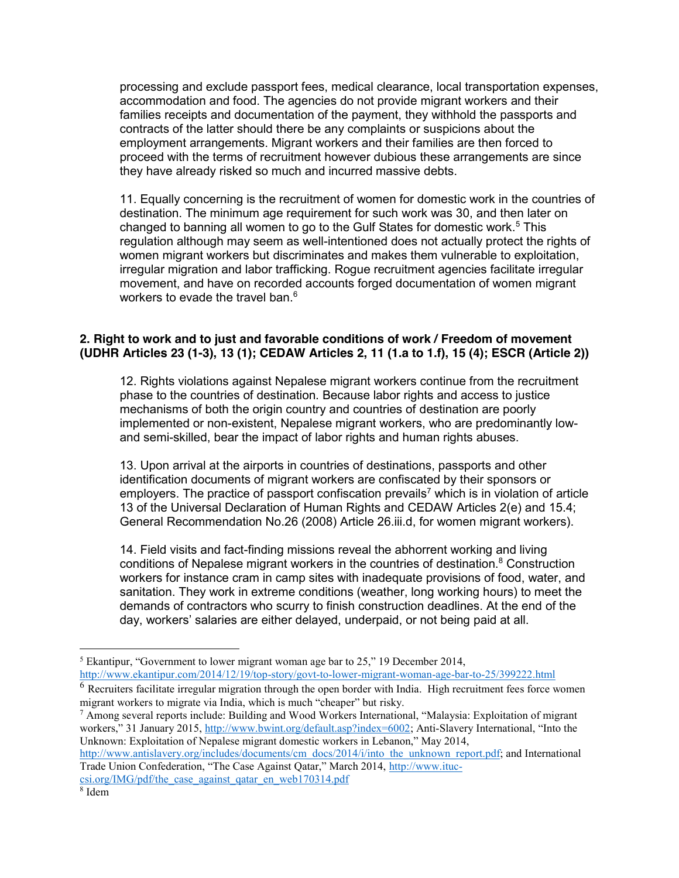processing and exclude passport fees, medical clearance, local transportation expenses, accommodation and food. The agencies do not provide migrant workers and their families receipts and documentation of the payment, they withhold the passports and contracts of the latter should there be any complaints or suspicions about the employment arrangements. Migrant workers and their families are then forced to proceed with the terms of recruitment however dubious these arrangements are since they have already risked so much and incurred massive debts.

11. Equally concerning is the recruitment of women for domestic work in the countries of destination. The minimum age requirement for such work was 30, and then later on changed to banning all women to go to the Gulf States for domestic work.[5] This regulation although may seem as well-intentioned does not actually protect the rights of women migrant workers but discriminates and makes them vulnerable to exploitation, irregular migration and labor trafficking. Rogue recruitment agencies facilitate irregular movement, and have on recorded accounts forged documentation of women migrant workers to evade the travel ban.[6]

**2. Right to work and to just and favorable conditions of work / Freedom of movement (UDHR Articles 23 (1-3), 13 (1); CEDAW Articles 2, 11 (1.a to 1.f), 15 (4); ESCR (Article 2))**

12. Rights violations against Nepalese migrant workers continue from the recruitment phase to the countries of destination. Because labor rights and access to justice mechanisms of both the origin country and countries of destination are poorly implemented or non-existent, Nepalese migrant workers, who are predominantly low- and semi-skilled, bear the impact of labor rights and human rights abuses.

13. Upon arrival at the airports in countries of destinations, passports and other identification documents of migrant workers are confiscated by their sponsors or employers. The practice of passport confiscation prevails[7] which is in violation of article 13 of the Universal Declaration of Human Rights and CEDAW Articles 2(e) and 15.4; General Recommendation No.26 (2008) Article 26.iii.d, for women migrant workers).

14. Field visits and fact-finding missions reveal the abhorrent working and living conditions of Nepalese migrant workers in the countries of destination.[8] Construction workers for instance cram in camp sites with inadequate provisions of food, water, and sanitation. They work in extreme conditions (weather, long working hours) to meet the demands of contractors who scurry to finish construction deadlines. At the end of the day, workers' salaries are either delayed, underpaid, or not being paid at all.

---

[5] Ekantipur, "Government to lower migrant woman age bar to 25," 19 December 2014, http://www.ekantipur.com/2014/12/19/top-story/govt-to-lower-migrant-woman-age-bar-to-25/399222.html

[6] Recruiters facilitate irregular migration through the open border with India. High recruitment fees force women migrant workers to migrate via India, which is much "cheaper" but risky.

[7] Among several reports include: Building and Wood Workers International, "Malaysia: Exploitation of migrant workers," 31 January 2015, http://www.bwint.org/default.asp?index=6002; Anti-Slavery International, "Into the Unknown: Exploitation of Nepalese migrant domestic workers in Lebanon," May 2014, http://www.antislavery.org/includes/documents/cm_docs/2014/i/into_the_unknown_report.pdf; and International Trade Union Confederation, "The Case Against Qatar," March 2014, http://www.ituc-csi.org/IMG/pdf/the_case_against_qatar_en_web170314.pdf

[8] Idem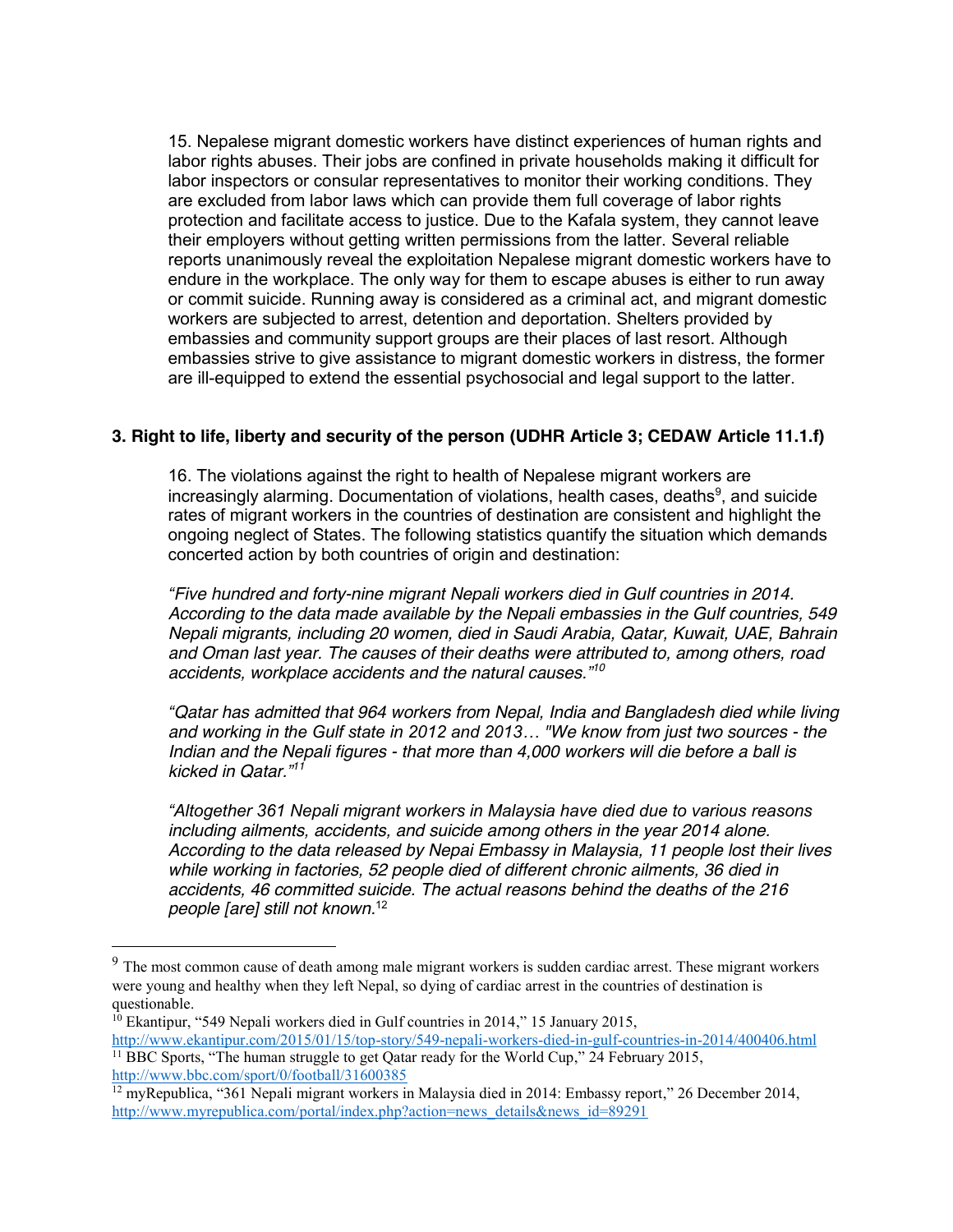15. Nepalese migrant domestic workers have distinct experiences of human rights and labor rights abuses. Their jobs are confined in private households making it difficult for labor inspectors or consular representatives to monitor their working conditions. They are excluded from labor laws which can provide them full coverage of labor rights protection and facilitate access to justice. Due to the Kafala system, they cannot leave their employers without getting written permissions from the latter. Several reliable reports unanimously reveal the exploitation Nepalese migrant domestic workers have to endure in the workplace. The only way for them to escape abuses is either to run away or commit suicide. Running away is considered as a criminal act, and migrant domestic workers are subjected to arrest, detention and deportation. Shelters provided by embassies and community support groups are their places of last resort. Although embassies strive to give assistance to migrant domestic workers in distress, the former are ill-equipped to extend the essential psychosocial and legal support to the latter.

## 3. Right to life, liberty and security of the person (UDHR Article 3; CEDAW Article 11.1.f)

16. The violations against the right to health of Nepalese migrant workers are increasingly alarming. Documentation of violations, health cases, deaths[9], and suicide rates of migrant workers in the countries of destination are consistent and highlight the ongoing neglect of States. The following statistics quantify the situation which demands concerted action by both countries of origin and destination:

*"Five hundred and forty-nine migrant Nepali workers died in Gulf countries in 2014. According to the data made available by the Nepali embassies in the Gulf countries, 549 Nepali migrants, including 20 women, died in Saudi Arabia, Qatar, Kuwait, UAE, Bahrain and Oman last year. The causes of their deaths were attributed to, among others, road accidents, workplace accidents and the natural causes."*[10]

*"Qatar has admitted that 964 workers from Nepal, India and Bangladesh died while living and working in the Gulf state in 2012 and 2013… "We know from just two sources - the Indian and the Nepali figures - that more than 4,000 workers will die before a ball is kicked in Qatar."*[11]

*"Altogether 361 Nepali migrant workers in Malaysia have died due to various reasons including ailments, accidents, and suicide among others in the year 2014 alone. According to the data released by Nepai Embassy in Malaysia, 11 people lost their lives while working in factories, 52 people died of different chronic ailments, 36 died in accidents, 46 committed suicide. The actual reasons behind the deaths of the 216 people [are] still not known.*[12]

---

[9] The most common cause of death among male migrant workers is sudden cardiac arrest. These migrant workers were young and healthy when they left Nepal, so dying of cardiac arrest in the countries of destination is questionable.

[10] Ekantipur, "549 Nepali workers died in Gulf countries in 2014," 15 January 2015, http://www.ekantipur.com/2015/01/15/top-story/549-nepali-workers-died-in-gulf-countries-in-2014/400406.html

[11] BBC Sports, "The human struggle to get Qatar ready for the World Cup," 24 February 2015, http://www.bbc.com/sport/0/football/31600385

[12] myRepublica, "361 Nepali migrant workers in Malaysia died in 2014: Embassy report," 26 December 2014, http://www.myrepublica.com/portal/index.php?action=news_details&news_id=89291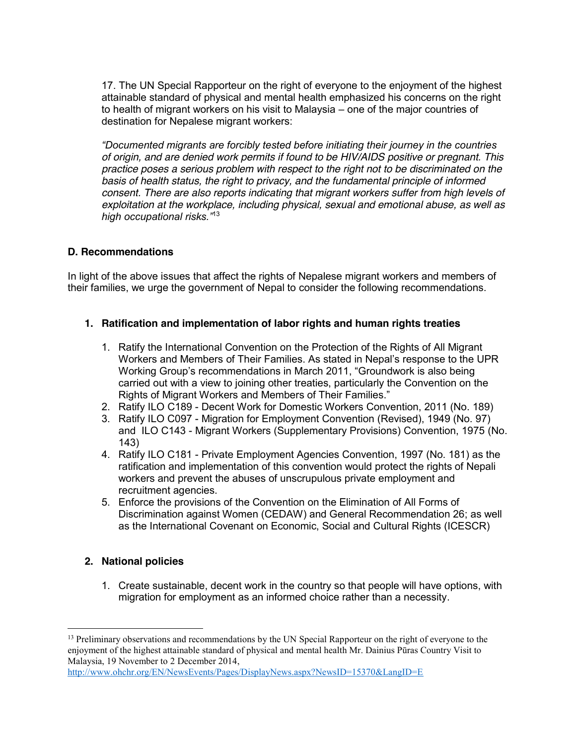17. The UN Special Rapporteur on the right of everyone to the enjoyment of the highest attainable standard of physical and mental health emphasized his concerns on the right to health of migrant workers on his visit to Malaysia – one of the major countries of destination for Nepalese migrant workers:

*"Documented migrants are forcibly tested before initiating their journey in the countries of origin, and are denied work permits if found to be HIV/AIDS positive or pregnant. This practice poses a serious problem with respect to the right not to be discriminated on the basis of health status, the right to privacy, and the fundamental principle of informed consent. There are also reports indicating that migrant workers suffer from high levels of exploitation at the workplace, including physical, sexual and emotional abuse, as well as high occupational risks."*[13]

### D. Recommendations

In light of the above issues that affect the rights of Nepalese migrant workers and members of their families, we urge the government of Nepal to consider the following recommendations.

#### 1. Ratification and implementation of labor rights and human rights treaties

1. Ratify the International Convention on the Protection of the Rights of All Migrant Workers and Members of Their Families. As stated in Nepal's response to the UPR Working Group's recommendations in March 2011, "Groundwork is also being carried out with a view to joining other treaties, particularly the Convention on the Rights of Migrant Workers and Members of Their Families."
2. Ratify ILO C189 - Decent Work for Domestic Workers Convention, 2011 (No. 189)
3. Ratify ILO C097 - Migration for Employment Convention (Revised), 1949 (No. 97) and ILO C143 - Migrant Workers (Supplementary Provisions) Convention, 1975 (No. 143)
4. Ratify ILO C181 - Private Employment Agencies Convention, 1997 (No. 181) as the ratification and implementation of this convention would protect the rights of Nepali workers and prevent the abuses of unscrupulous private employment and recruitment agencies.
5. Enforce the provisions of the Convention on the Elimination of All Forms of Discrimination against Women (CEDAW) and General Recommendation 26; as well as the International Covenant on Economic, Social and Cultural Rights (ICESCR)

#### 2. National policies

1. Create sustainable, decent work in the country so that people will have options, with migration for employment as an informed choice rather than a necessity.

---

[13] Preliminary observations and recommendations by the UN Special Rapporteur on the right of everyone to the enjoyment of the highest attainable standard of physical and mental health Mr. Dainius Pūras Country Visit to Malaysia, 19 November to 2 December 2014, http://www.ohchr.org/EN/NewsEvents/Pages/DisplayNews.aspx?NewsID=15370&LangID=E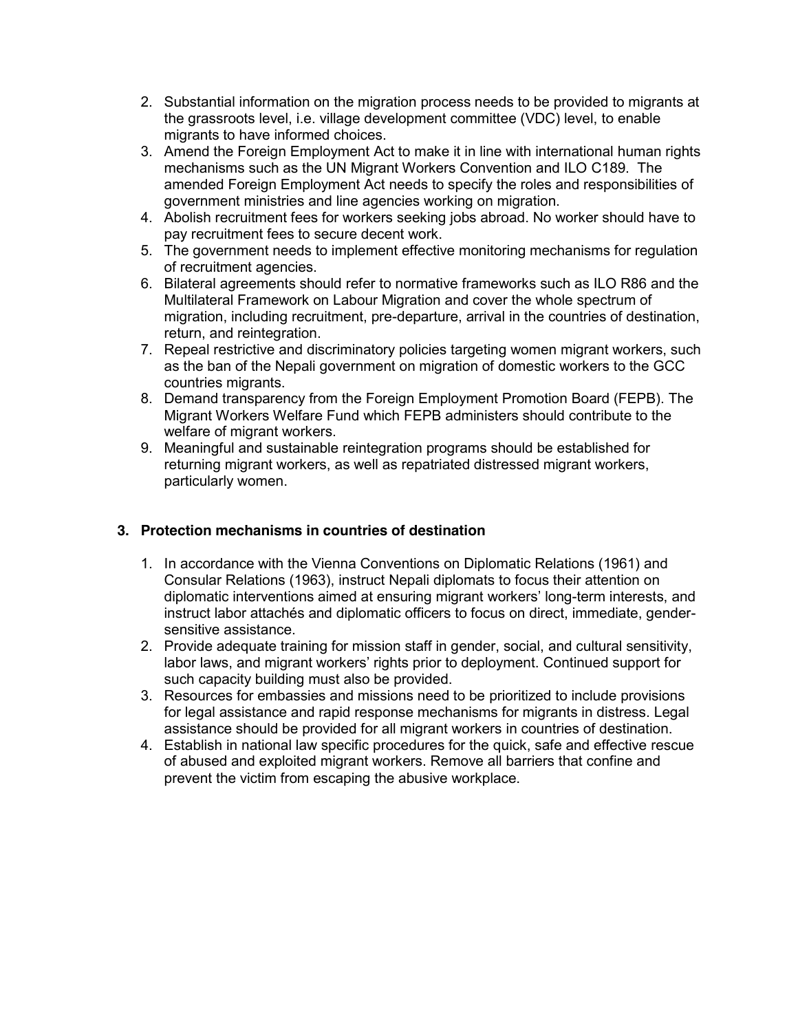2. Substantial information on the migration process needs to be provided to migrants at the grassroots level, i.e. village development committee (VDC) level, to enable migrants to have informed choices.
3. Amend the Foreign Employment Act to make it in line with international human rights mechanisms such as the UN Migrant Workers Convention and ILO C189. The amended Foreign Employment Act needs to specify the roles and responsibilities of government ministries and line agencies working on migration.
4. Abolish recruitment fees for workers seeking jobs abroad. No worker should have to pay recruitment fees to secure decent work.
5. The government needs to implement effective monitoring mechanisms for regulation of recruitment agencies.
6. Bilateral agreements should refer to normative frameworks such as ILO R86 and the Multilateral Framework on Labour Migration and cover the whole spectrum of migration, including recruitment, pre-departure, arrival in the countries of destination, return, and reintegration.
7. Repeal restrictive and discriminatory policies targeting women migrant workers, such as the ban of the Nepali government on migration of domestic workers to the GCC countries migrants.
8. Demand transparency from the Foreign Employment Promotion Board (FEPB). The Migrant Workers Welfare Fund which FEPB administers should contribute to the welfare of migrant workers.
9. Meaningful and sustainable reintegration programs should be established for returning migrant workers, as well as repatriated distressed migrant workers, particularly women.

### 3. Protection mechanisms in countries of destination

1. In accordance with the Vienna Conventions on Diplomatic Relations (1961) and Consular Relations (1963), instruct Nepali diplomats to focus their attention on diplomatic interventions aimed at ensuring migrant workers' long-term interests, and instruct labor attachés and diplomatic officers to focus on direct, immediate, gender-sensitive assistance.
2. Provide adequate training for mission staff in gender, social, and cultural sensitivity, labor laws, and migrant workers' rights prior to deployment. Continued support for such capacity building must also be provided.
3. Resources for embassies and missions need to be prioritized to include provisions for legal assistance and rapid response mechanisms for migrants in distress. Legal assistance should be provided for all migrant workers in countries of destination.
4. Establish in national law specific procedures for the quick, safe and effective rescue of abused and exploited migrant workers. Remove all barriers that confine and prevent the victim from escaping the abusive workplace.